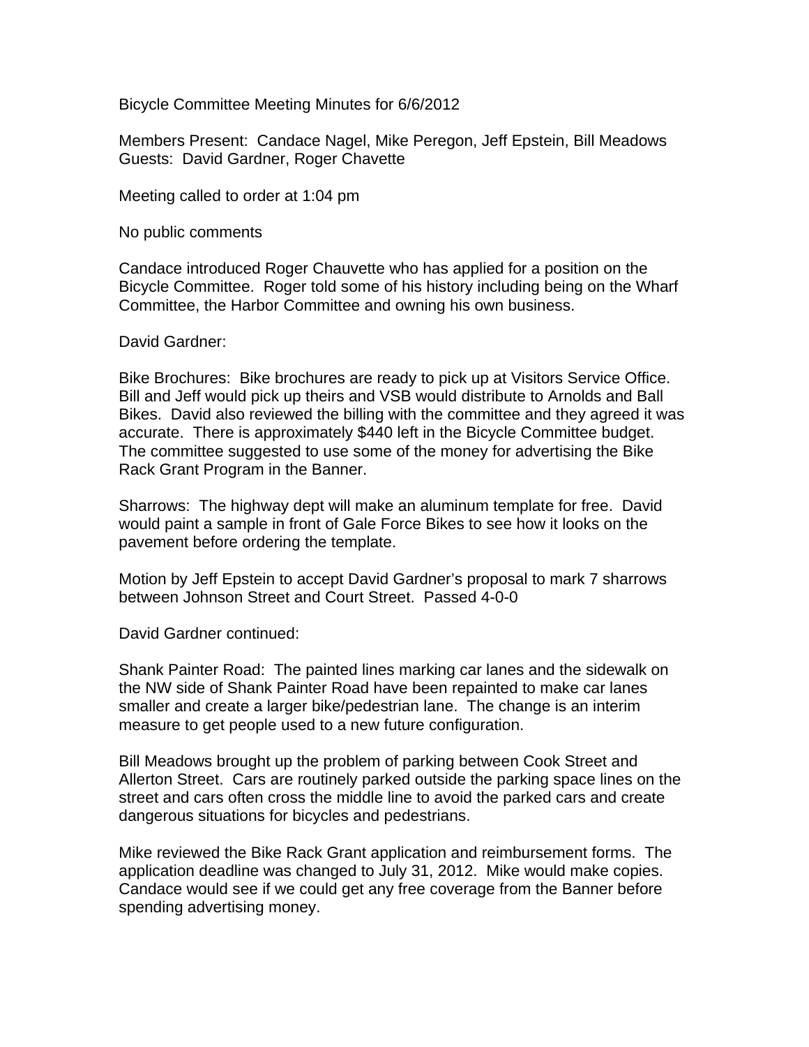Bicycle Committee Meeting Minutes for 6/6/2012

Members Present: Candace Nagel, Mike Peregon, Jeff Epstein, Bill Meadows
Guests: David Gardner, Roger Chavette

Meeting called to order at 1:04 pm

No public comments

Candace introduced Roger Chauvette who has applied for a position on the Bicycle Committee. Roger told some of his history including being on the Wharf Committee, the Harbor Committee and owning his own business.

David Gardner:

Bike Brochures: Bike brochures are ready to pick up at Visitors Service Office. Bill and Jeff would pick up theirs and VSB would distribute to Arnolds and Ball Bikes. David also reviewed the billing with the committee and they agreed it was accurate. There is approximately $440 left in the Bicycle Committee budget. The committee suggested to use some of the money for advertising the Bike Rack Grant Program in the Banner.

Sharrows: The highway dept will make an aluminum template for free. David would paint a sample in front of Gale Force Bikes to see how it looks on the pavement before ordering the template.

Motion by Jeff Epstein to accept David Gardner's proposal to mark 7 sharrows between Johnson Street and Court Street. Passed 4-0-0

David Gardner continued:

Shank Painter Road: The painted lines marking car lanes and the sidewalk on the NW side of Shank Painter Road have been repainted to make car lanes smaller and create a larger bike/pedestrian lane. The change is an interim measure to get people used to a new future configuration.

Bill Meadows brought up the problem of parking between Cook Street and Allerton Street. Cars are routinely parked outside the parking space lines on the street and cars often cross the middle line to avoid the parked cars and create dangerous situations for bicycles and pedestrians.

Mike reviewed the Bike Rack Grant application and reimbursement forms. The application deadline was changed to July 31, 2012. Mike would make copies. Candace would see if we could get any free coverage from the Banner before spending advertising money.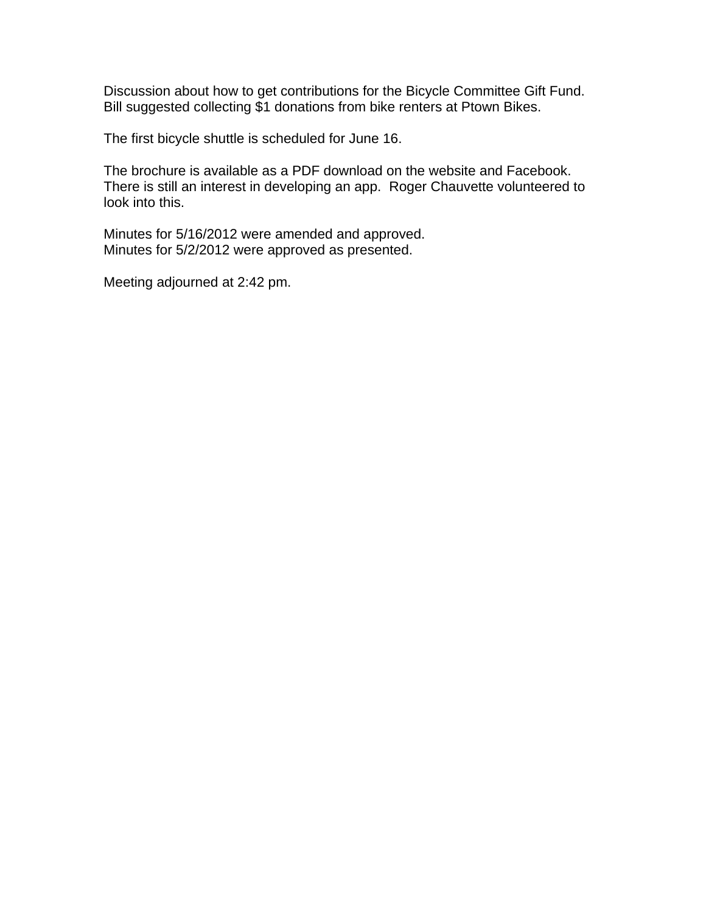Discussion about how to get contributions for the Bicycle Committee Gift Fund. Bill suggested collecting $1 donations from bike renters at Ptown Bikes.

The first bicycle shuttle is scheduled for June 16.

The brochure is available as a PDF download on the website and Facebook. There is still an interest in developing an app. Roger Chauvette volunteered to look into this.

Minutes for 5/16/2012 were amended and approved.
Minutes for 5/2/2012 were approved as presented.

Meeting adjourned at 2:42 pm.